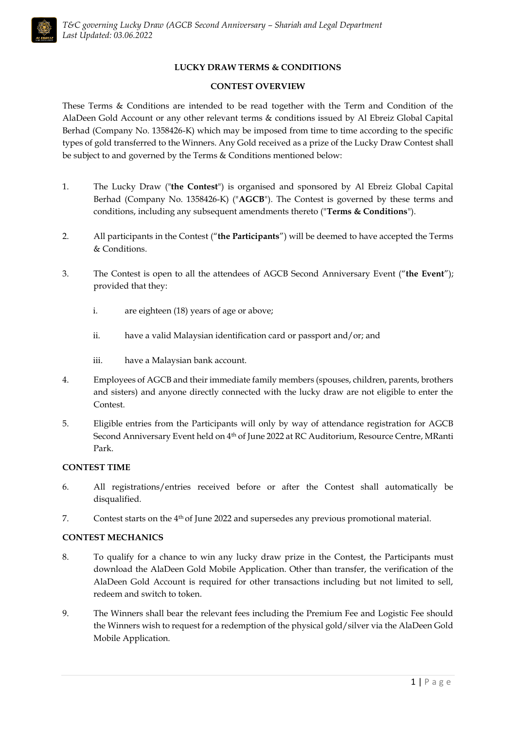**LUCKY DRAW TERMS & CONDITIONS**

**CONTEST OVERVIEW**

These Terms & Conditions are intended to be read together with the Term and Condition of the AlaDeen Gold Account or any other relevant terms & conditions issued by Al Ebreiz Global Capital Berhad (Company No. 1358426-K) which may be imposed from time to time according to the specific types of gold transferred to the Winners. Any Gold received as a prize of the Lucky Draw Contest shall be subject to and governed by the Terms & Conditions mentioned below:

1. The Lucky Draw ("**the Contest**") is organised and sponsored by Al Ebreiz Global Capital Berhad (Company No. 1358426-K) ("**AGCB**"). The Contest is governed by these terms and conditions, including any subsequent amendments thereto ("**Terms & Conditions**").

2. All participants in the Contest ("**the Participants**") will be deemed to have accepted the Terms & Conditions.

3. The Contest is open to all the attendees of AGCB Second Anniversary Event ("**the Event**"); provided that they:

   i. are eighteen (18) years of age or above;

   ii. have a valid Malaysian identification card or passport and/or; and

   iii. have a Malaysian bank account.

4. Employees of AGCB and their immediate family members (spouses, children, parents, brothers and sisters) and anyone directly connected with the lucky draw are not eligible to enter the Contest.

5. Eligible entries from the Participants will only by way of attendance registration for AGCB Second Anniversary Event held on 4th of June 2022 at RC Auditorium, Resource Centre, MRanti Park.

**CONTEST TIME**

6. All registrations/entries received before or after the Contest shall automatically be disqualified.

7. Contest starts on the 4th of June 2022 and supersedes any previous promotional material.

**CONTEST MECHANICS**

8. To qualify for a chance to win any lucky draw prize in the Contest, the Participants must download the AlaDeen Gold Mobile Application. Other than transfer, the verification of the AlaDeen Gold Account is required for other transactions including but not limited to sell, redeem and switch to token.

9. The Winners shall bear the relevant fees including the Premium Fee and Logistic Fee should the Winners wish to request for a redemption of the physical gold/silver via the AlaDeen Gold Mobile Application.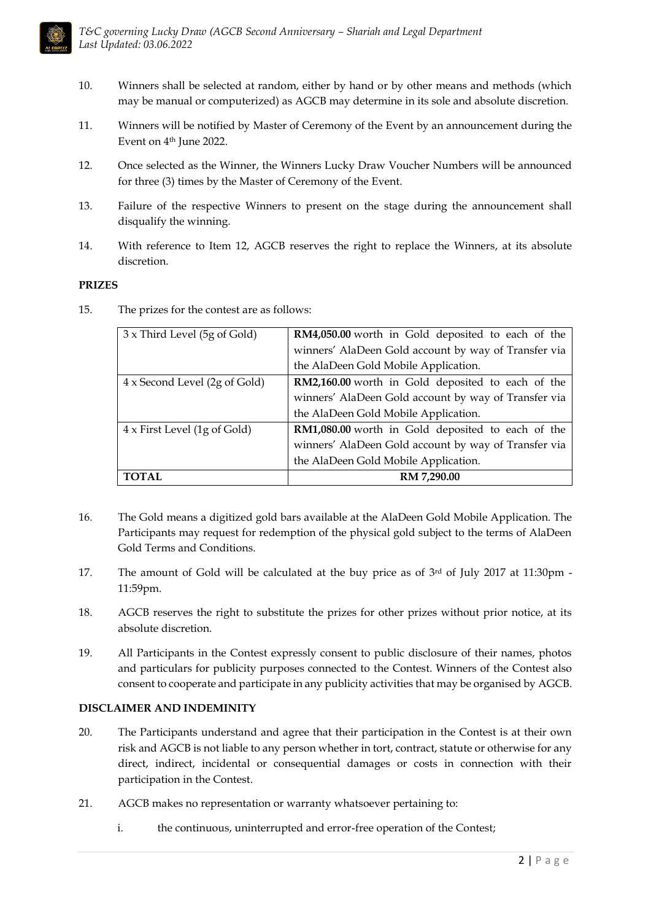10. Winners shall be selected at random, either by hand or by other means and methods (which may be manual or computerized) as AGCB may determine in its sole and absolute discretion.

11. Winners will be notified by Master of Ceremony of the Event by an announcement during the Event on 4th June 2022.

12. Once selected as the Winner, the Winners Lucky Draw Voucher Numbers will be announced for three (3) times by the Master of Ceremony of the Event.

13. Failure of the respective Winners to present on the stage during the announcement shall disqualify the winning.

14. With reference to Item 12, AGCB reserves the right to replace the Winners, at its absolute discretion.

**PRIZES**

15. The prizes for the contest are as follows:

| 3 x Third Level (5g of Gold) | **RM4,050.00** worth in Gold deposited to each of the winners' AlaDeen Gold account by way of Transfer via the AlaDeen Gold Mobile Application. |
|---|---|
| 4 x Second Level (2g of Gold) | **RM2,160.00** worth in Gold deposited to each of the winners' AlaDeen Gold account by way of Transfer via the AlaDeen Gold Mobile Application. |
| 4 x First Level (1g of Gold) | **RM1,080.00** worth in Gold deposited to each of the winners' AlaDeen Gold account by way of Transfer via the AlaDeen Gold Mobile Application. |
| **TOTAL** | **RM 7,290.00** |

16. The Gold means a digitized gold bars available at the AlaDeen Gold Mobile Application. The Participants may request for redemption of the physical gold subject to the terms of AlaDeen Gold Terms and Conditions.

17. The amount of Gold will be calculated at the buy price as of 3rd of July 2017 at 11:30pm - 11:59pm.

18. AGCB reserves the right to substitute the prizes for other prizes without prior notice, at its absolute discretion.

19. All Participants in the Contest expressly consent to public disclosure of their names, photos and particulars for publicity purposes connected to the Contest. Winners of the Contest also consent to cooperate and participate in any publicity activities that may be organised by AGCB.

**DISCLAIMER AND INDEMINITY**

20. The Participants understand and agree that their participation in the Contest is at their own risk and AGCB is not liable to any person whether in tort, contract, statute or otherwise for any direct, indirect, incidental or consequential damages or costs in connection with their participation in the Contest.

21. AGCB makes no representation or warranty whatsoever pertaining to:

    i. the continuous, uninterrupted and error-free operation of the Contest;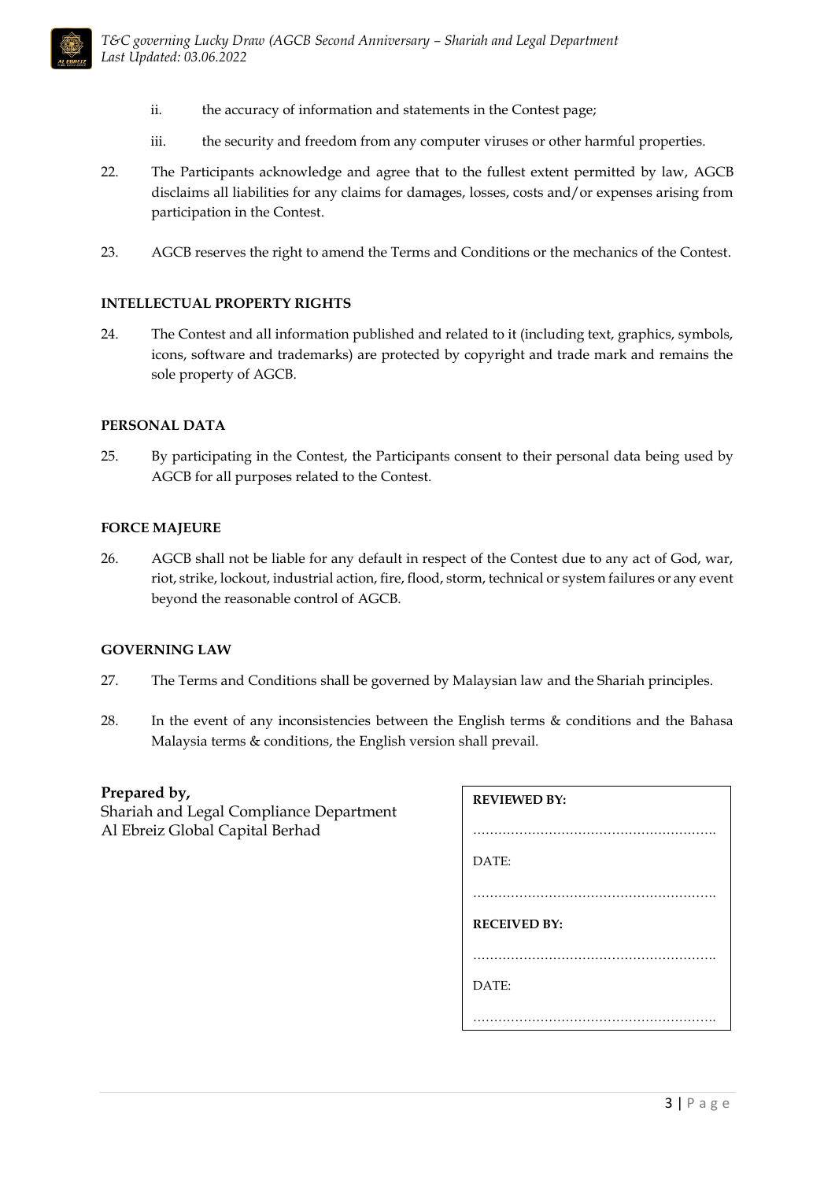ii. the accuracy of information and statements in the Contest page;

iii. the security and freedom from any computer viruses or other harmful properties.

22. The Participants acknowledge and agree that to the fullest extent permitted by law, AGCB disclaims all liabilities for any claims for damages, losses, costs and/or expenses arising from participation in the Contest.

23. AGCB reserves the right to amend the Terms and Conditions or the mechanics of the Contest.

**INTELLECTUAL PROPERTY RIGHTS**

24. The Contest and all information published and related to it (including text, graphics, symbols, icons, software and trademarks) are protected by copyright and trade mark and remains the sole property of AGCB.

**PERSONAL DATA**

25. By participating in the Contest, the Participants consent to their personal data being used by AGCB for all purposes related to the Contest.

**FORCE MAJEURE**

26. AGCB shall not be liable for any default in respect of the Contest due to any act of God, war, riot, strike, lockout, industrial action, fire, flood, storm, technical or system failures or any event beyond the reasonable control of AGCB.

**GOVERNING LAW**

27. The Terms and Conditions shall be governed by Malaysian law and the Shariah principles.

28. In the event of any inconsistencies between the English terms & conditions and the Bahasa Malaysia terms & conditions, the English version shall prevail.

**Prepared by,**
Shariah and Legal Compliance Department
Al Ebreiz Global Capital Berhad

| |
|---|
| **REVIEWED BY:** |
| ………………………………………………… |
| DATE: |
| ………………………………………………… |
| **RECEIVED BY:** |
| ………………………………………………… |
| DATE: |
| ………………………………………………… |